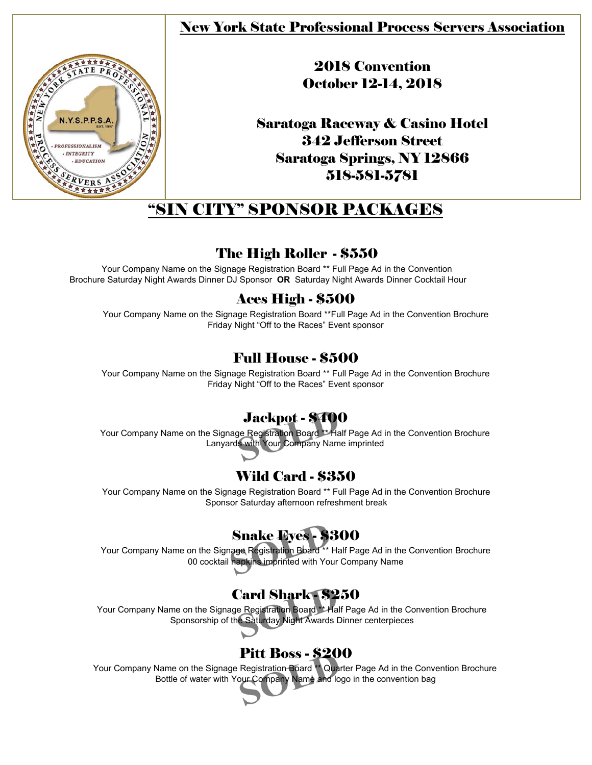# New York State Professional Process Servers Association

**2018 Convention**
**October 12-14, 2018**

**Saratoga Raceway & Casino Hotel**
**342 Jefferson Street**
**Saratoga Springs, NY 12866**
**518-581-5781**

## "SIN CITY" SPONSOR PACKAGES

### The High Roller - $550

Your Company Name on the Signage Registration Board ** Full Page Ad in the Convention Brochure Saturday Night Awards Dinner DJ Sponsor **OR** Saturday Night Awards Dinner Cocktail Hour

### Aces High - $500

Your Company Name on the Signage Registration Board **Full Page Ad in the Convention Brochure
Friday Night "Off to the Races" Event sponsor

### Full House - $500

Your Company Name on the Signage Registration Board ** Full Page Ad in the Convention Brochure
Friday Night "Off to the Races" Event sponsor

### Jackpot - $400

SOLD

Your Company Name on the Signage Registration Board ** Half Page Ad in the Convention Brochure
Lanyards with Your Company Name imprinted

### Wild Card - $350

Your Company Name on the Signage Registration Board ** Full Page Ad in the Convention Brochure
Sponsor Saturday afternoon refreshment break

### Snake Eyes - $300

SOLD

Your Company Name on the Signage Registration Board ** Half Page Ad in the Convention Brochure
00 cocktail napkins imprinted with Your Company Name

### Card Shark - $250

SOLD

Your Company Name on the Signage Registration Board ** Half Page Ad in the Convention Brochure
Sponsorship of the Saturday Night Awards Dinner centerpieces

### Pitt Boss - $200

SOLD

Your Company Name on the Signage Registration Board ** Quarter Page Ad in the Convention Brochure
Bottle of water with Your Company Name and logo in the convention bag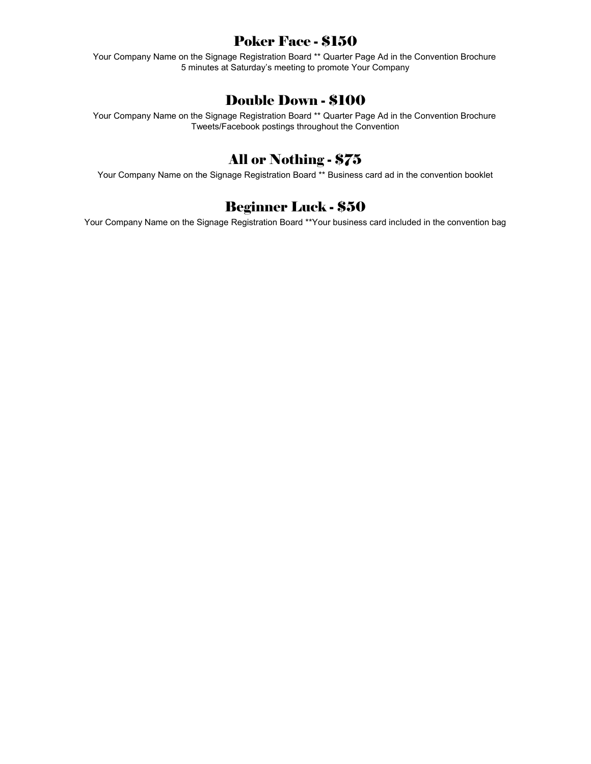## Poker Face - $150

Your Company Name on the Signage Registration Board ** Quarter Page Ad in the Convention Brochure
5 minutes at Saturday's meeting to promote Your Company

## Double Down - $100

Your Company Name on the Signage Registration Board ** Quarter Page Ad in the Convention Brochure
Tweets/Facebook postings throughout the Convention

## All or Nothing - $75

Your Company Name on the Signage Registration Board ** Business card ad in the convention booklet

## Beginner Luck - $50

Your Company Name on the Signage Registration Board **Your business card included in the convention bag